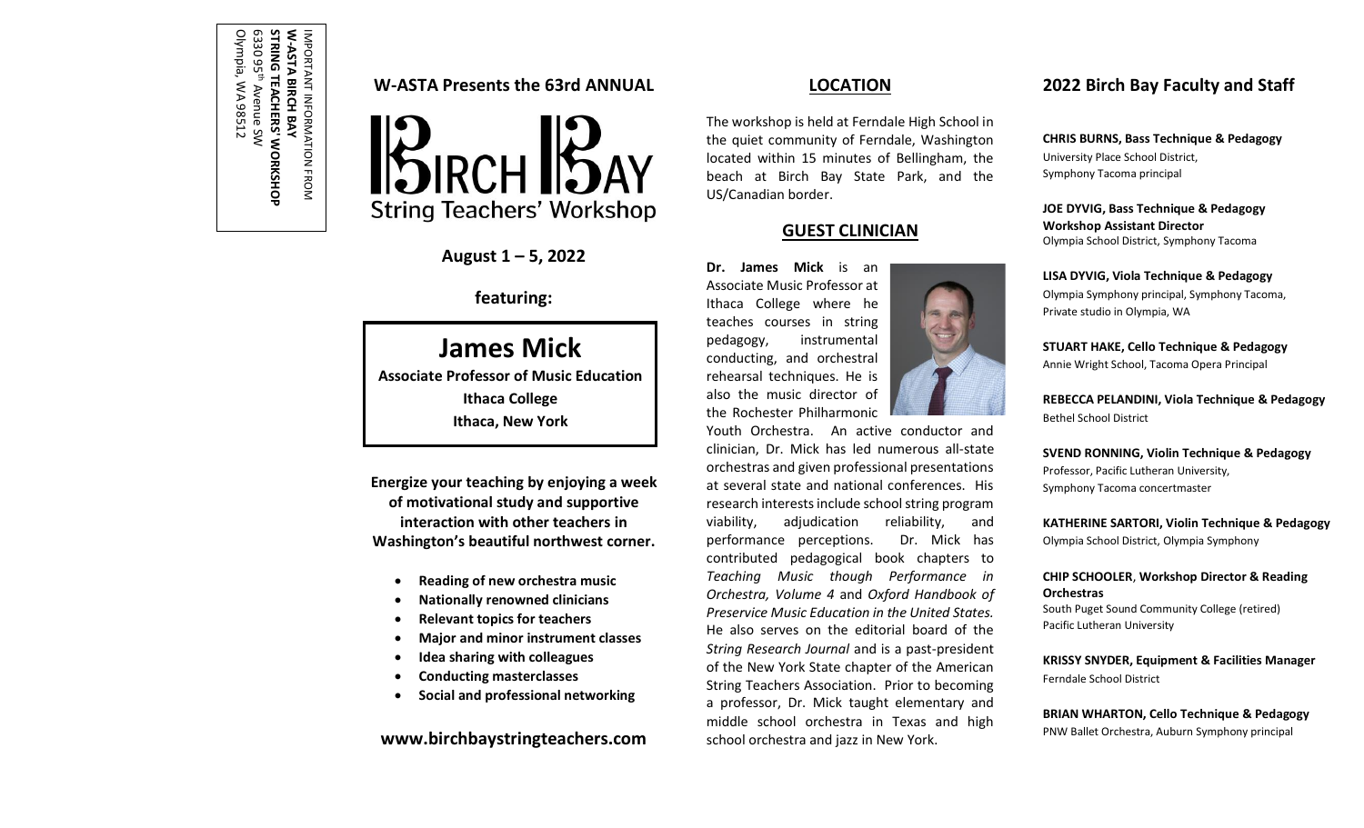IMPORTANT INFORMATION FROM
**W-ASTA BIRCH BAY**
**STRING TEACHERS' WORKSHOP**
6330 95th Avenue SW
Olympia, WA 98512

## W-ASTA Presents the 63rd ANNUAL

# BIRCH BAY
## String Teachers' Workshop

**August 1 – 5, 2022**

**featuring:**

## James Mick

**Associate Professor of Music Education**
**Ithaca College**
**Ithaca, New York**

**Energize your teaching by enjoying a week of motivational study and supportive interaction with other teachers in Washington's beautiful northwest corner.**

- **Reading of new orchestra music**
- **Nationally renowned clinicians**
- **Relevant topics for teachers**
- **Major and minor instrument classes**
- **Idea sharing with colleagues**
- **Conducting masterclasses**
- **Social and professional networking**

**www.birchbaystringteachers.com**

## LOCATION

The workshop is held at Ferndale High School in the quiet community of Ferndale, Washington located within 15 minutes of Bellingham, the beach at Birch Bay State Park, and the US/Canadian border.

## GUEST CLINICIAN

**Dr. James Mick** is an Associate Music Professor at Ithaca College where he teaches courses in string pedagogy, instrumental conducting, and orchestral rehearsal techniques. He is also the music director of the Rochester Philharmonic Youth Orchestra. An active conductor and clinician, Dr. Mick has led numerous all-state orchestras and given professional presentations at several state and national conferences. His research interests include school string program viability, adjudication reliability, and performance perceptions. Dr. Mick has contributed pedagogical book chapters to *Teaching Music though Performance in Orchestra, Volume 4* and *Oxford Handbook of Preservice Music Education in the United States.* He also serves on the editorial board of the *String Research Journal* and is a past-president of the New York State chapter of the American String Teachers Association. Prior to becoming a professor, Dr. Mick taught elementary and middle school orchestra in Texas and high school orchestra and jazz in New York.

## 2022 Birch Bay Faculty and Staff

**CHRIS BURNS, Bass Technique & Pedagogy**
University Place School District,
Symphony Tacoma principal

**JOE DYVIG, Bass Technique & Pedagogy**
**Workshop Assistant Director**
Olympia School District, Symphony Tacoma

**LISA DYVIG, Viola Technique & Pedagogy**
Olympia Symphony principal, Symphony Tacoma,
Private studio in Olympia, WA

**STUART HAKE, Cello Technique & Pedagogy**
Annie Wright School, Tacoma Opera Principal

**REBECCA PELANDINI, Viola Technique & Pedagogy**
Bethel School District

**SVEND RONNING, Violin Technique & Pedagogy**
Professor, Pacific Lutheran University,
Symphony Tacoma concertmaster

**KATHERINE SARTORI, Violin Technique & Pedagogy**
Olympia School District, Olympia Symphony

**CHIP SCHOOLER**, **Workshop Director & Reading Orchestras**
South Puget Sound Community College (retired)
Pacific Lutheran University

**KRISSY SNYDER, Equipment & Facilities Manager**
Ferndale School District

**BRIAN WHARTON, Cello Technique & Pedagogy**
PNW Ballet Orchestra, Auburn Symphony principal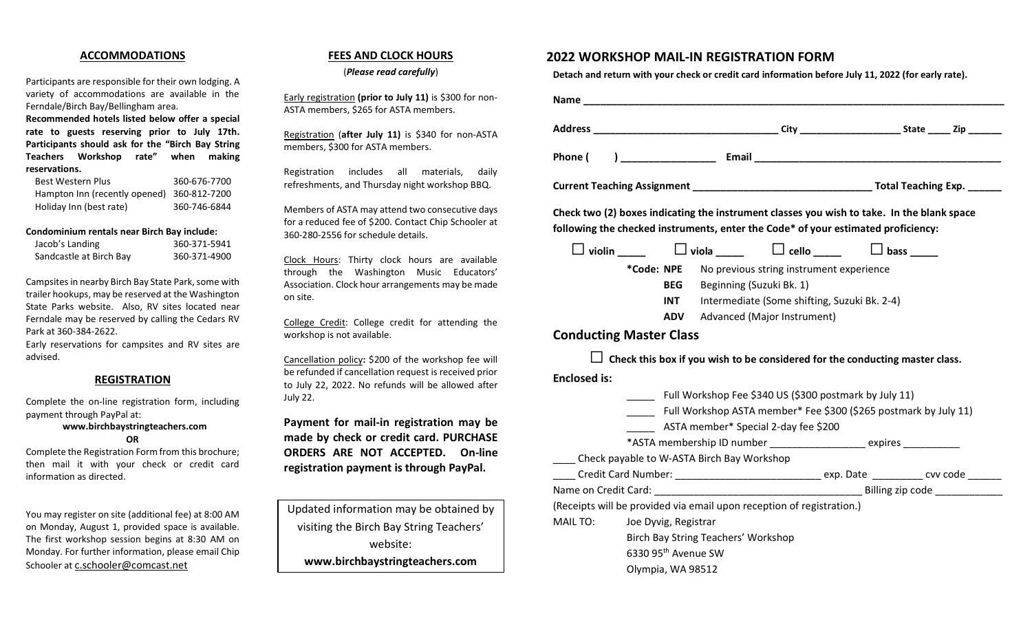## ACCOMMODATIONS

Participants are responsible for their own lodging. A variety of accommodations are available in the Ferndale/Birch Bay/Bellingham area.

**Recommended hotels listed below offer a special rate to guests reserving prior to July 17th. Participants should ask for the "Birch Bay String Teachers Workshop rate" when making reservations.**

| | |
|---|---|
| Best Western Plus | 360-676-7700 |
| Hampton Inn (recently opened) | 360-812-7200 |
| Holiday Inn (best rate) | 360-746-6844 |

**Condominium rentals near Birch Bay include:**

| | |
|---|---|
| Jacob's Landing | 360-371-5941 |
| Sandcastle at Birch Bay | 360-371-4900 |

Campsites in nearby Birch Bay State Park, some with trailer hookups, may be reserved at the Washington State Parks website. Also, RV sites located near Ferndale may be reserved by calling the Cedars RV Park at 360-384-2622.

Early reservations for campsites and RV sites are advised.

## REGISTRATION

Complete the on-line registration form, including payment through PayPal at:

**www.birchbaystringteachers.com**

**OR**

Complete the Registration Form from this brochure; then mail it with your check or credit card information as directed.

You may register on site (additional fee) at 8:00 AM on Monday, August 1, provided space is available. The first workshop session begins at 8:30 AM on Monday. For further information, please email Chip Schooler at c.schooler@comcast.net

## FEES AND CLOCK HOURS

(***Please read carefully***)

Early registration **(prior to July 11)** is $300 for non-ASTA members, $265 for ASTA members.

Registration (**after July 11)** is $340 for non-ASTA members, $300 for ASTA members.

Registration includes all materials, daily refreshments, and Thursday night workshop BBQ.

Members of ASTA may attend two consecutive days for a reduced fee of $200. Contact Chip Schooler at 360-280-2556 for schedule details.

Clock Hours: Thirty clock hours are available through the Washington Music Educators' Association. Clock hour arrangements may be made on site.

College Credit: College credit for attending the workshop is not available.

Cancellation policy**:** $200 of the workshop fee will be refunded if cancellation request is received prior to July 22, 2022. No refunds will be allowed after July 22.

**Payment for mail-in registration may be made by check or credit card. PURCHASE ORDERS ARE NOT ACCEPTED. On-line registration payment is through PayPal.**

Updated information may be obtained by visiting the Birch Bay String Teachers' website:

**www.birchbaystringteachers.com**

## 2022 WORKSHOP MAIL-IN REGISTRATION FORM

**Detach and return with your check or credit card information before July 11, 2022 (for early rate).**

**Name** ______________________________________________

**Address** ____________________ **City** ____________ **State** ____ **Zip** ______

**Phone (     )** ____________ **Email** ______________________________

**Current Teaching Assignment** ____________________ **Total Teaching Exp.** ______

**Check two (2) boxes indicating the instrument classes you wish to take. In the blank space following the checked instruments, enter the Code* of your estimated proficiency:**

☐ **violin** _____ ☐ **viola** _____ ☐ **cello** _____ ☐ **bass** _____

| *Code: | |
|---|---|
| **NPE** | No previous string instrument experience |
| **BEG** | Beginning (Suzuki Bk. 1) |
| **INT** | Intermediate (Some shifting, Suzuki Bk. 2-4) |
| **ADV** | Advanced (Major Instrument) |

### Conducting Master Class

☐ **Check this box if you wish to be considered for the conducting master class.**

**Enclosed is:**

_____ Full Workshop Fee $340 US ($300 postmark by July 11)

_____ Full Workshop ASTA member* Fee $300 ($265 postmark by July 11)

_____ ASTA member* Special 2-day fee $200

*ASTA membership ID number ______________ expires __________

____ Check payable to W-ASTA Birch Bay Workshop

____ Credit Card Number: ____________________ exp. Date _________ cvv code ______

Name on Credit Card: ______________________________ Billing zip code ____________

(Receipts will be provided via email upon reception of registration.)

MAIL TO: Joe Dyvig, Registrar
Birch Bay String Teachers' Workshop
6330 95th Avenue SW
Olympia, WA 98512